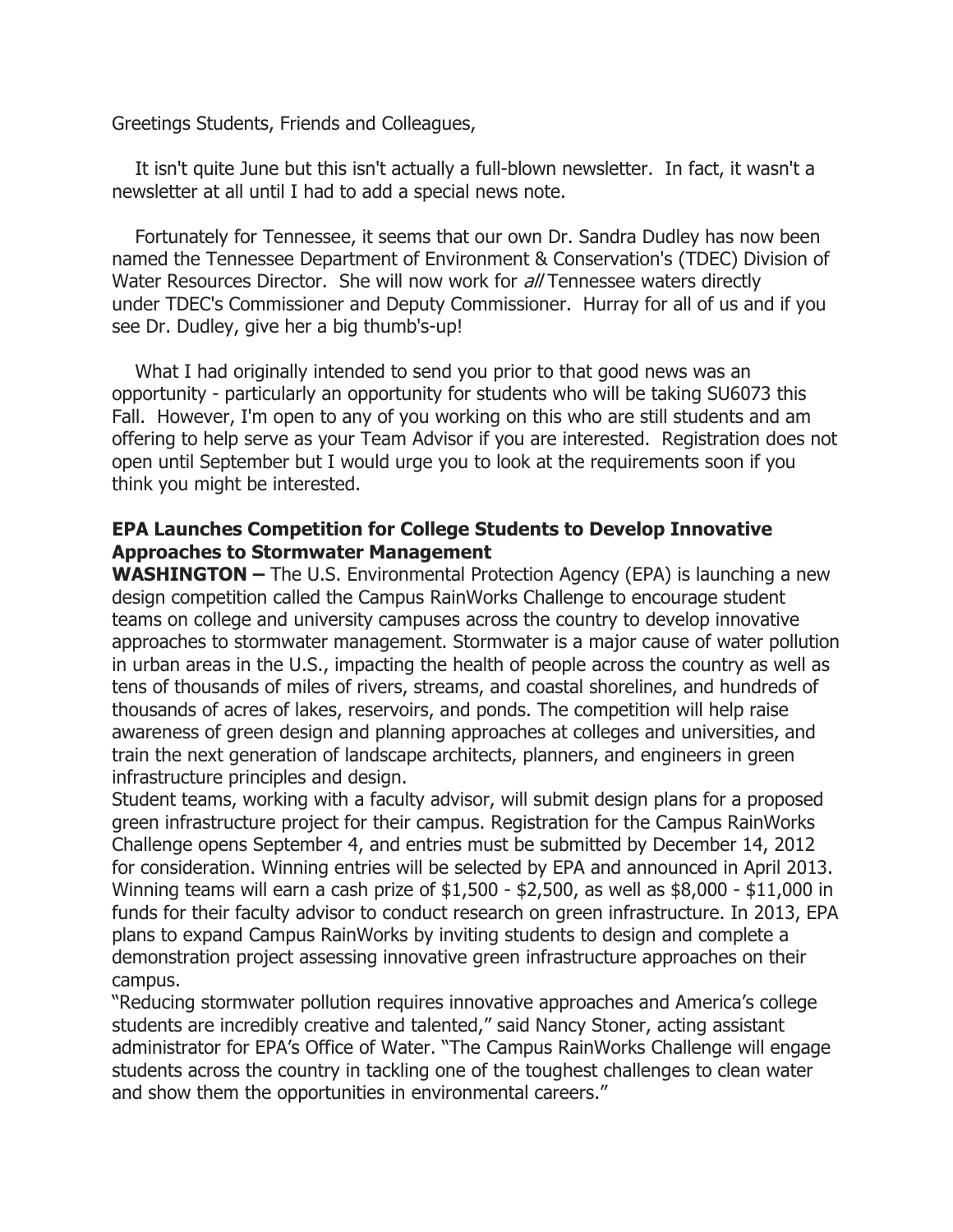Greetings Students, Friends and Colleagues,

It isn't quite June but this isn't actually a full-blown newsletter. In fact, it wasn't a newsletter at all until I had to add a special news note.

Fortunately for Tennessee, it seems that our own Dr. Sandra Dudley has now been named the Tennessee Department of Environment & Conservation's (TDEC) Division of Water Resources Director. She will now work for *all* Tennessee waters directly under TDEC's Commissioner and Deputy Commissioner. Hurray for all of us and if you see Dr. Dudley, give her a big thumb's-up!

What I had originally intended to send you prior to that good news was an opportunity - particularly an opportunity for students who will be taking SU6073 this Fall. However, I'm open to any of you working on this who are still students and am offering to help serve as your Team Advisor if you are interested. Registration does not open until September but I would urge you to look at the requirements soon if you think you might be interested.

**EPA Launches Competition for College Students to Develop Innovative Approaches to Stormwater Management**

**WASHINGTON –** The U.S. Environmental Protection Agency (EPA) is launching a new design competition called the Campus RainWorks Challenge to encourage student teams on college and university campuses across the country to develop innovative approaches to stormwater management. Stormwater is a major cause of water pollution in urban areas in the U.S., impacting the health of people across the country as well as tens of thousands of miles of rivers, streams, and coastal shorelines, and hundreds of thousands of acres of lakes, reservoirs, and ponds. The competition will help raise awareness of green design and planning approaches at colleges and universities, and train the next generation of landscape architects, planners, and engineers in green infrastructure principles and design.

Student teams, working with a faculty advisor, will submit design plans for a proposed green infrastructure project for their campus. Registration for the Campus RainWorks Challenge opens September 4, and entries must be submitted by December 14, 2012 for consideration. Winning entries will be selected by EPA and announced in April 2013. Winning teams will earn a cash prize of $1,500 - $2,500, as well as $8,000 - $11,000 in funds for their faculty advisor to conduct research on green infrastructure. In 2013, EPA plans to expand Campus RainWorks by inviting students to design and complete a demonstration project assessing innovative green infrastructure approaches on their campus.

"Reducing stormwater pollution requires innovative approaches and America's college students are incredibly creative and talented," said Nancy Stoner, acting assistant administrator for EPA's Office of Water. "The Campus RainWorks Challenge will engage students across the country in tackling one of the toughest challenges to clean water and show them the opportunities in environmental careers."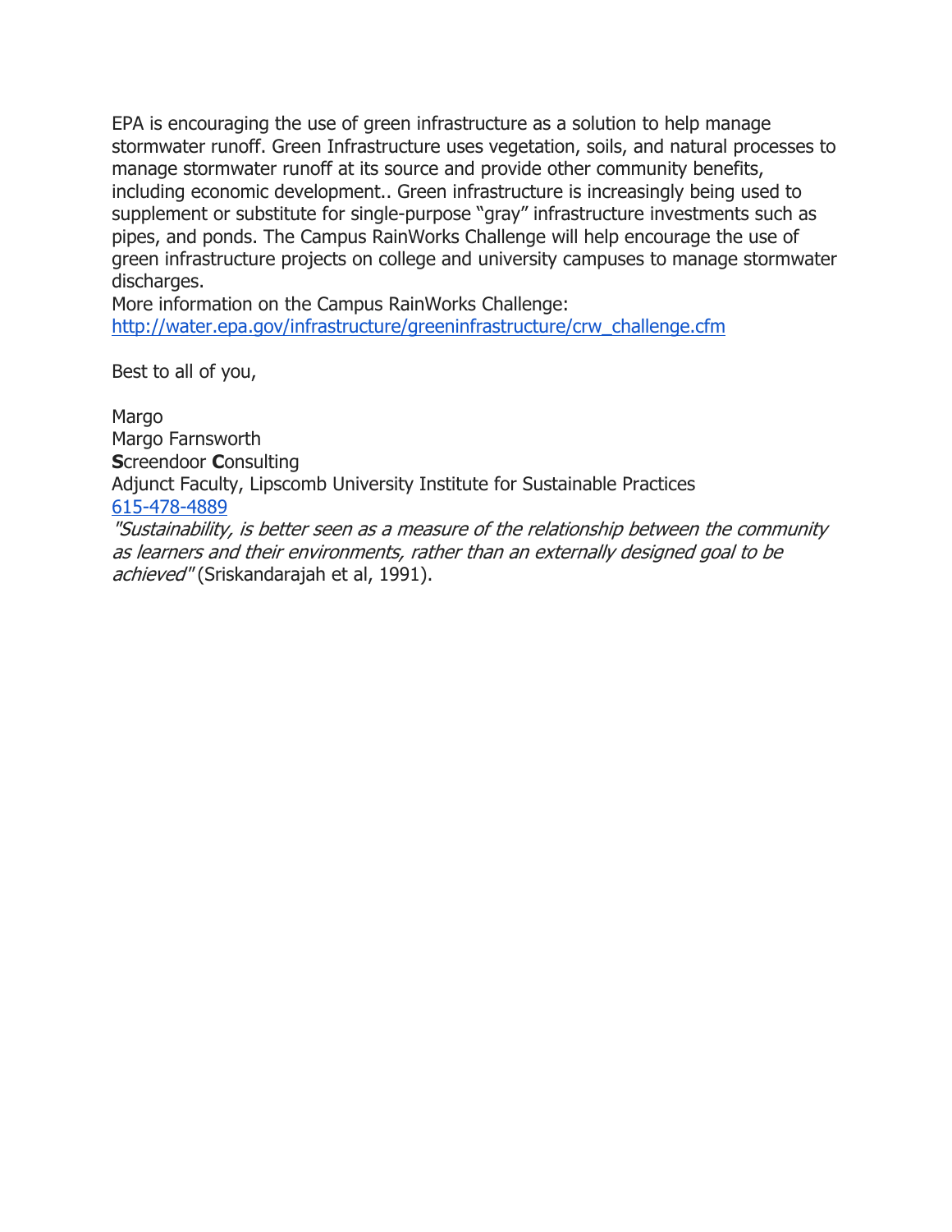EPA is encouraging the use of green infrastructure as a solution to help manage stormwater runoff. Green Infrastructure uses vegetation, soils, and natural processes to manage stormwater runoff at its source and provide other community benefits, including economic development.. Green infrastructure is increasingly being used to supplement or substitute for single-purpose “gray” infrastructure investments such as pipes, and ponds. The Campus RainWorks Challenge will help encourage the use of green infrastructure projects on college and university campuses to manage stormwater discharges.

More information on the Campus RainWorks Challenge:
http://water.epa.gov/infrastructure/greeninfrastructure/crw_challenge.cfm

Best to all of you,

Margo
Margo Farnsworth
**S**creendoor **C**onsulting
Adjunct Faculty, Lipscomb University Institute for Sustainable Practices
615-478-4889
*"Sustainability, is better seen as a measure of the relationship between the community as learners and their environments, rather than an externally designed goal to be achieved"* (Sriskandarajah et al, 1991).